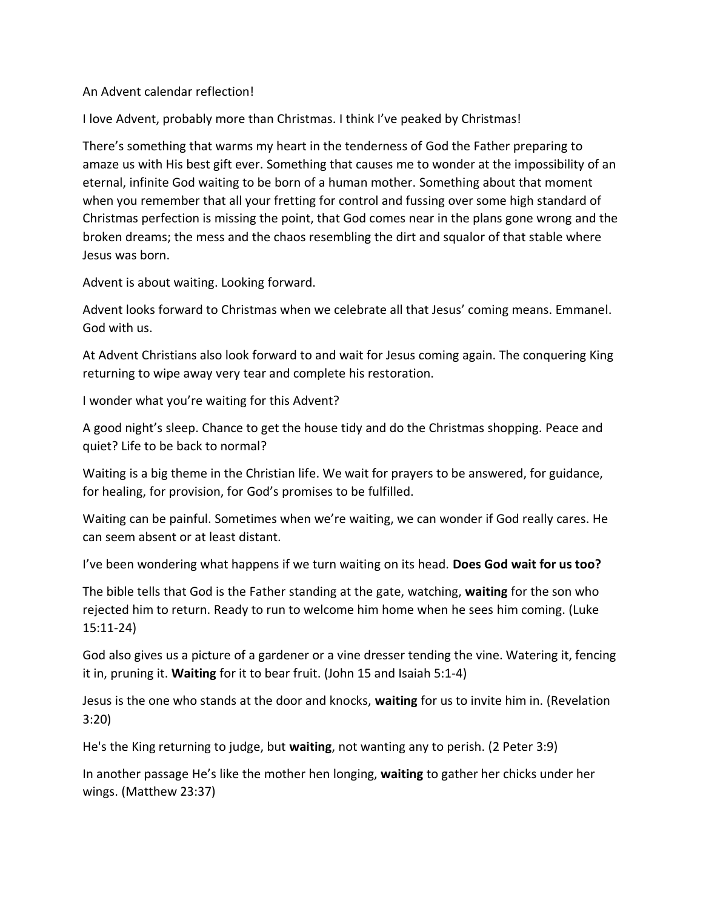An Advent calendar reflection!

I love Advent, probably more than Christmas. I think I've peaked by Christmas!

There's something that warms my heart in the tenderness of God the Father preparing to amaze us with His best gift ever. Something that causes me to wonder at the impossibility of an eternal, infinite God waiting to be born of a human mother. Something about that moment when you remember that all your fretting for control and fussing over some high standard of Christmas perfection is missing the point, that God comes near in the plans gone wrong and the broken dreams; the mess and the chaos resembling the dirt and squalor of that stable where Jesus was born.

Advent is about waiting. Looking forward.

Advent looks forward to Christmas when we celebrate all that Jesus' coming means. Emmanel. God with us.

At Advent Christians also look forward to and wait for Jesus coming again. The conquering King returning to wipe away very tear and complete his restoration.

I wonder what you're waiting for this Advent?

A good night's sleep. Chance to get the house tidy and do the Christmas shopping. Peace and quiet? Life to be back to normal?

Waiting is a big theme in the Christian life. We wait for prayers to be answered, for guidance, for healing, for provision, for God's promises to be fulfilled.

Waiting can be painful. Sometimes when we're waiting, we can wonder if God really cares. He can seem absent or at least distant.

I've been wondering what happens if we turn waiting on its head. **Does God wait for us too?**

The bible tells that God is the Father standing at the gate, watching, **waiting** for the son who rejected him to return. Ready to run to welcome him home when he sees him coming. (Luke 15:11-24)

God also gives us a picture of a gardener or a vine dresser tending the vine. Watering it, fencing it in, pruning it. **Waiting** for it to bear fruit. (John 15 and Isaiah 5:1-4)

Jesus is the one who stands at the door and knocks, **waiting** for us to invite him in. (Revelation 3:20)

He's the King returning to judge, but **waiting**, not wanting any to perish. (2 Peter 3:9)

In another passage He's like the mother hen longing, **waiting** to gather her chicks under her wings. (Matthew 23:37)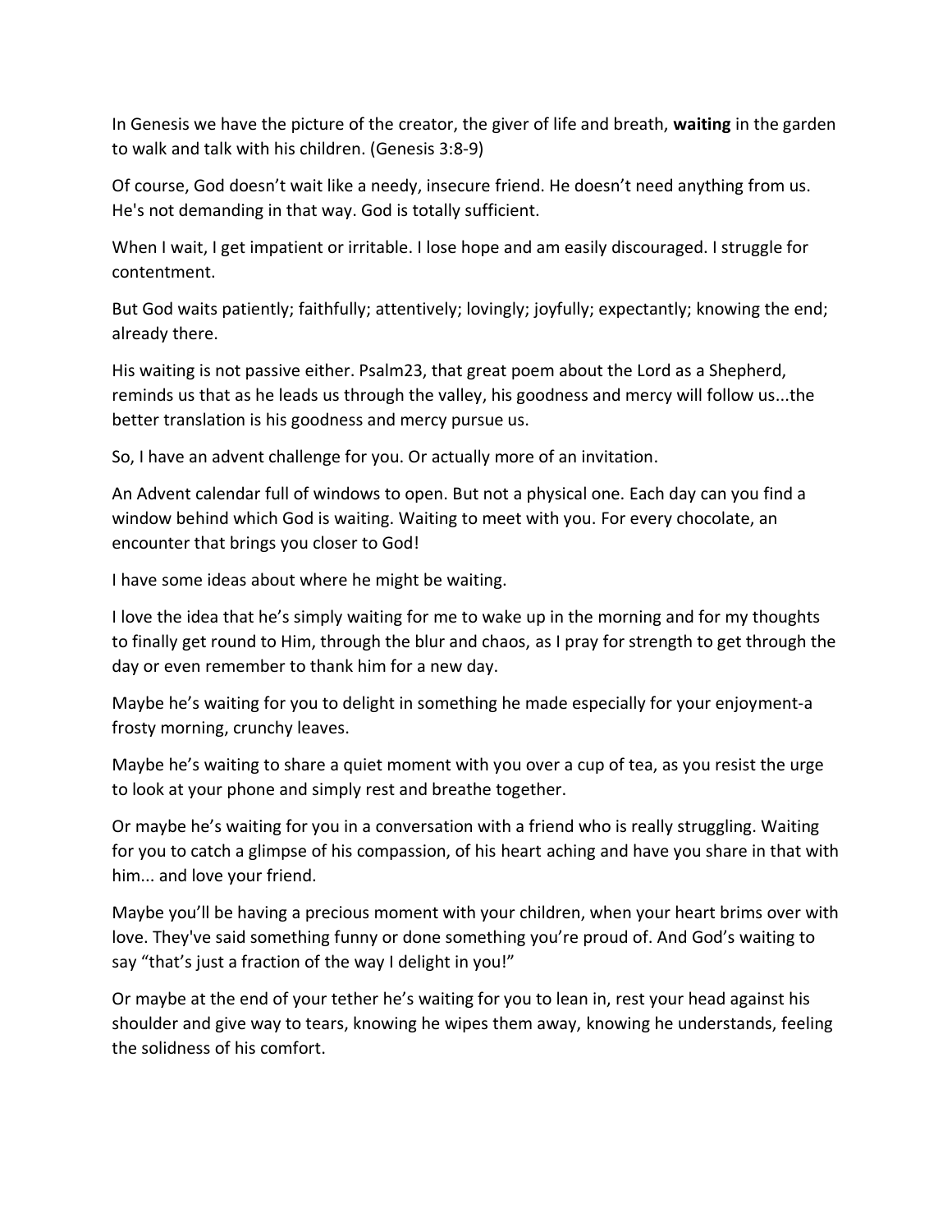In Genesis we have the picture of the creator, the giver of life and breath, **waiting** in the garden to walk and talk with his children. (Genesis 3:8-9)

Of course, God doesn't wait like a needy, insecure friend. He doesn't need anything from us. He's not demanding in that way. God is totally sufficient.

When I wait, I get impatient or irritable. I lose hope and am easily discouraged. I struggle for contentment.

But God waits patiently; faithfully; attentively; lovingly; joyfully; expectantly; knowing the end; already there.

His waiting is not passive either. Psalm23, that great poem about the Lord as a Shepherd, reminds us that as he leads us through the valley, his goodness and mercy will follow us...the better translation is his goodness and mercy pursue us.

So, I have an advent challenge for you. Or actually more of an invitation.

An Advent calendar full of windows to open. But not a physical one. Each day can you find a window behind which God is waiting. Waiting to meet with you. For every chocolate, an encounter that brings you closer to God!

I have some ideas about where he might be waiting.

I love the idea that he's simply waiting for me to wake up in the morning and for my thoughts to finally get round to Him, through the blur and chaos, as I pray for strength to get through the day or even remember to thank him for a new day.

Maybe he's waiting for you to delight in something he made especially for your enjoyment-a frosty morning, crunchy leaves.

Maybe he's waiting to share a quiet moment with you over a cup of tea, as you resist the urge to look at your phone and simply rest and breathe together.

Or maybe he's waiting for you in a conversation with a friend who is really struggling. Waiting for you to catch a glimpse of his compassion, of his heart aching and have you share in that with him... and love your friend.

Maybe you'll be having a precious moment with your children, when your heart brims over with love. They've said something funny or done something you're proud of. And God's waiting to say "that's just a fraction of the way I delight in you!"

Or maybe at the end of your tether he's waiting for you to lean in, rest your head against his shoulder and give way to tears, knowing he wipes them away, knowing he understands, feeling the solidness of his comfort.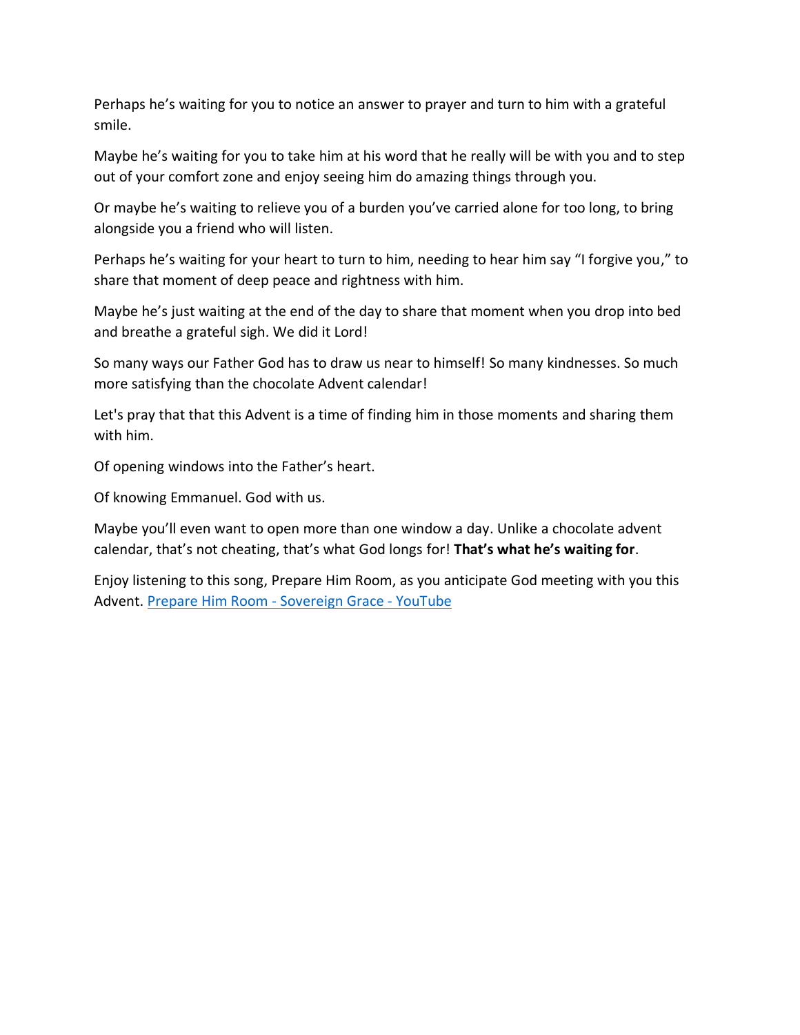Perhaps he's waiting for you to notice an answer to prayer and turn to him with a grateful smile.

Maybe he's waiting for you to take him at his word that he really will be with you and to step out of your comfort zone and enjoy seeing him do amazing things through you.

Or maybe he's waiting to relieve you of a burden you've carried alone for too long, to bring alongside you a friend who will listen.

Perhaps he's waiting for your heart to turn to him, needing to hear him say "I forgive you," to share that moment of deep peace and rightness with him.

Maybe he's just waiting at the end of the day to share that moment when you drop into bed and breathe a grateful sigh. We did it Lord!

So many ways our Father God has to draw us near to himself! So many kindnesses. So much more satisfying than the chocolate Advent calendar!

Let's pray that that this Advent is a time of finding him in those moments and sharing them with him.

Of opening windows into the Father's heart.

Of knowing Emmanuel. God with us.

Maybe you'll even want to open more than one window a day. Unlike a chocolate advent calendar, that's not cheating, that's what God longs for! **That's what he's waiting for**.

Enjoy listening to this song, Prepare Him Room, as you anticipate God meeting with you this Advent. [Prepare Him Room - Sovereign Grace - YouTube]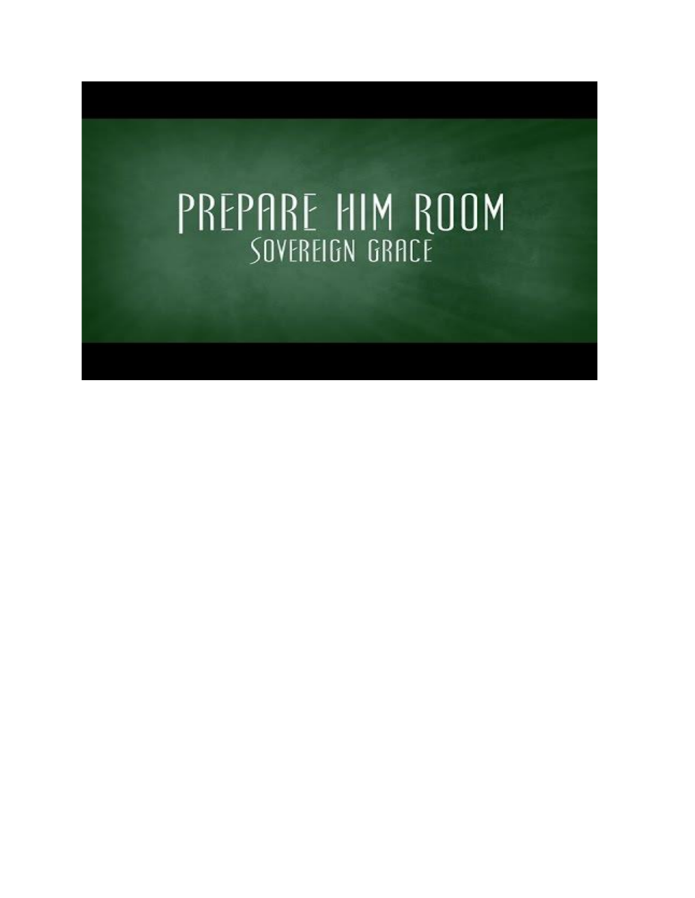PREPARE HIM ROOM

SOVEREIGN GRACE